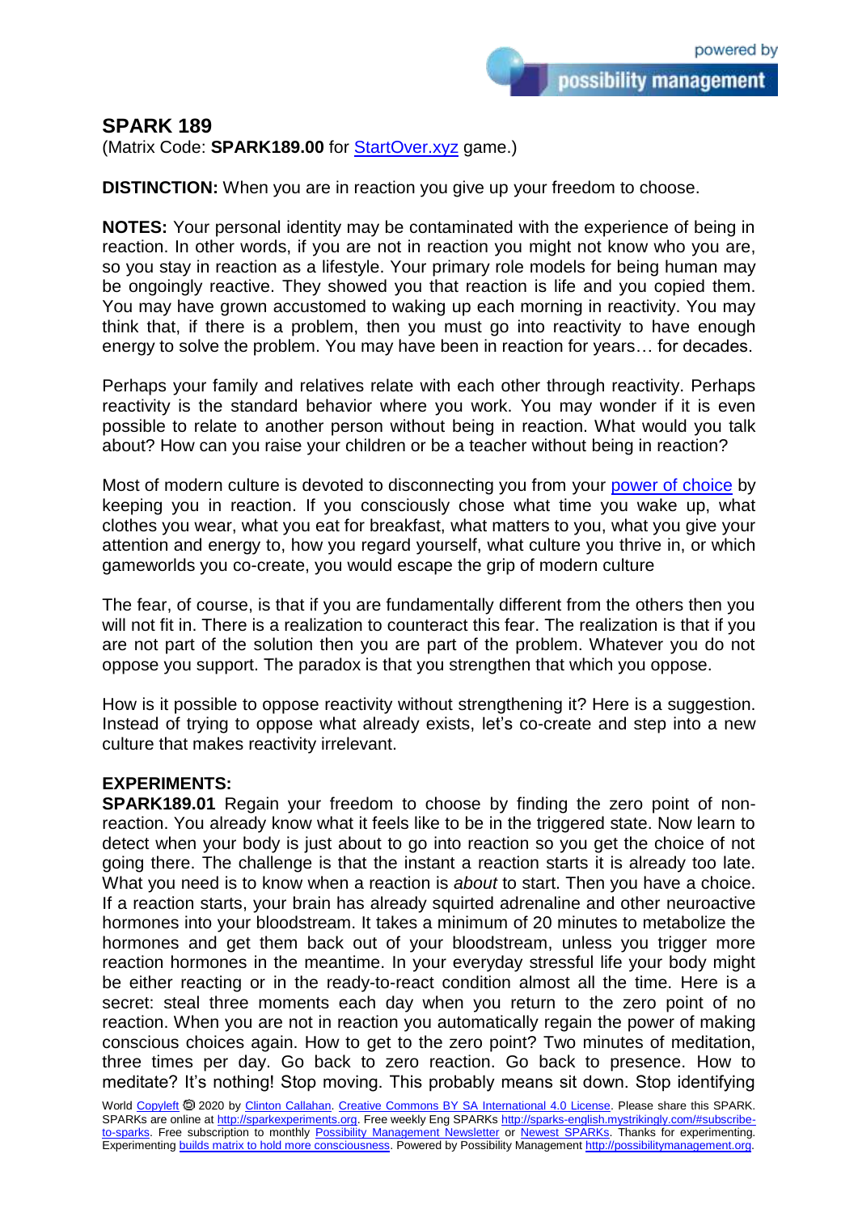## SPARK 189

(Matrix Code: **SPARK189.00** for StartOver.xyz game.)

**DISTINCTION:** When you are in reaction you give up your freedom to choose.

**NOTES:** Your personal identity may be contaminated with the experience of being in reaction. In other words, if you are not in reaction you might not know who you are, so you stay in reaction as a lifestyle. Your primary role models for being human may be ongoingly reactive. They showed you that reaction is life and you copied them. You may have grown accustomed to waking up each morning in reactivity. You may think that, if there is a problem, then you must go into reactivity to have enough energy to solve the problem. You may have been in reaction for years… for decades.

Perhaps your family and relatives relate with each other through reactivity. Perhaps reactivity is the standard behavior where you work. You may wonder if it is even possible to relate to another person without being in reaction. What would you talk about? How can you raise your children or be a teacher without being in reaction?

Most of modern culture is devoted to disconnecting you from your power of choice by keeping you in reaction. If you consciously chose what time you wake up, what clothes you wear, what you eat for breakfast, what matters to you, what you give your attention and energy to, how you regard yourself, what culture you thrive in, or which gameworlds you co-create, you would escape the grip of modern culture

The fear, of course, is that if you are fundamentally different from the others then you will not fit in. There is a realization to counteract this fear. The realization is that if you are not part of the solution then you are part of the problem. Whatever you do not oppose you support. The paradox is that you strengthen that which you oppose.

How is it possible to oppose reactivity without strengthening it? Here is a suggestion. Instead of trying to oppose what already exists, let's co-create and step into a new culture that makes reactivity irrelevant.

**EXPERIMENTS:**

**SPARK189.01** Regain your freedom to choose by finding the zero point of non-reaction. You already know what it feels like to be in the triggered state. Now learn to detect when your body is just about to go into reaction so you get the choice of not going there. The challenge is that the instant a reaction starts it is already too late. What you need is to know when a reaction is *about* to start. Then you have a choice. If a reaction starts, your brain has already squirted adrenaline and other neuroactive hormones into your bloodstream. It takes a minimum of 20 minutes to metabolize the hormones and get them back out of your bloodstream, unless you trigger more reaction hormones in the meantime. In your everyday stressful life your body might be either reacting or in the ready-to-react condition almost all the time. Here is a secret: steal three moments each day when you return to the zero point of no reaction. When you are not in reaction you automatically regain the power of making conscious choices again. How to get to the zero point? Two minutes of meditation, three times per day. Go back to zero reaction. Go back to presence. How to meditate? It's nothing! Stop moving. This probably means sit down. Stop identifying

World Copyleft 🄯 2020 by Clinton Callahan. Creative Commons BY SA International 4.0 License. Please share this SPARK. SPARKs are online at http://sparkexperiments.org. Free weekly Eng SPARKs http://sparks-english.mystrikingly.com/#subscribe-to-sparks. Free subscription to monthly Possibility Management Newsletter or Newest SPARKs. Thanks for experimenting. Experimenting builds matrix to hold more consciousness. Powered by Possibility Management http://possibilitymanagement.org.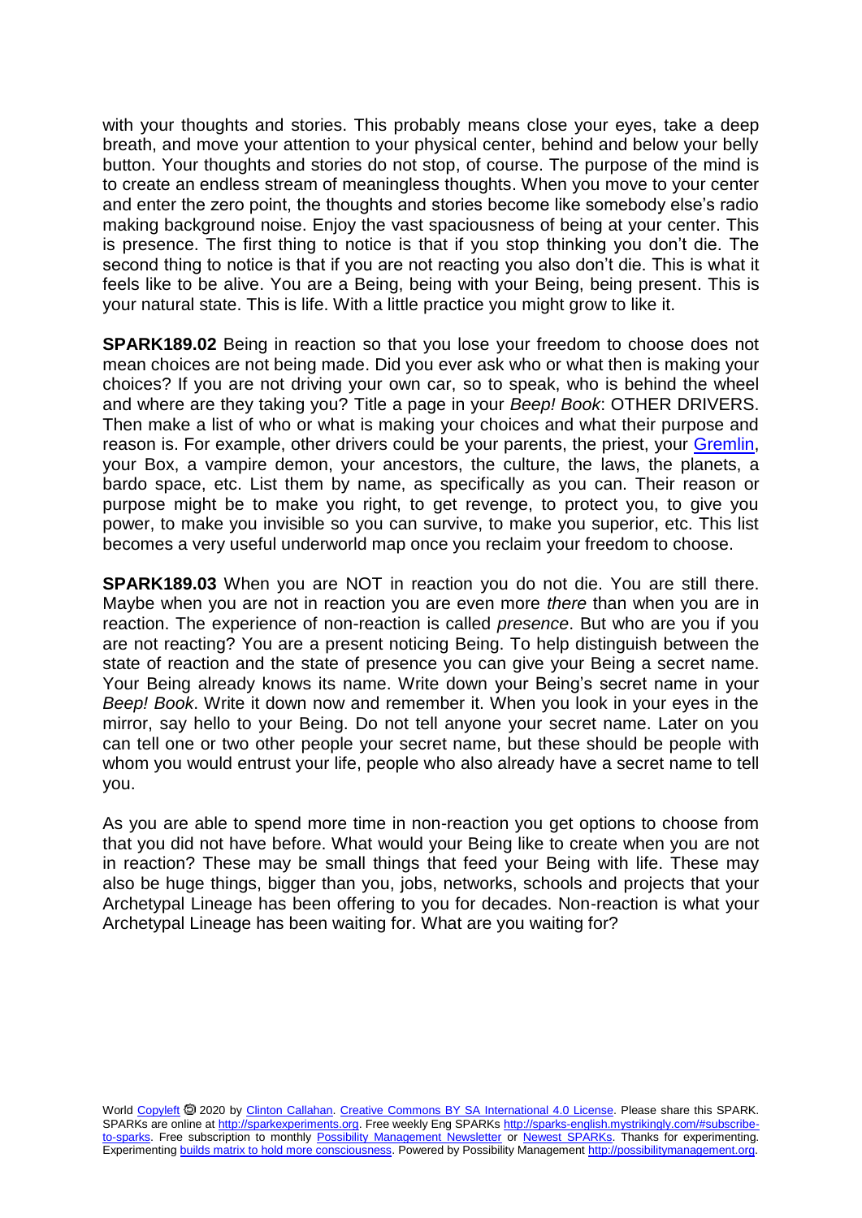with your thoughts and stories. This probably means close your eyes, take a deep breath, and move your attention to your physical center, behind and below your belly button. Your thoughts and stories do not stop, of course. The purpose of the mind is to create an endless stream of meaningless thoughts. When you move to your center and enter the zero point, the thoughts and stories become like somebody else's radio making background noise. Enjoy the vast spaciousness of being at your center. This is presence. The first thing to notice is that if you stop thinking you don't die. The second thing to notice is that if you are not reacting you also don't die. This is what it feels like to be alive. You are a Being, being with your Being, being present. This is your natural state. This is life. With a little practice you might grow to like it.

**SPARK189.02** Being in reaction so that you lose your freedom to choose does not mean choices are not being made. Did you ever ask who or what then is making your choices? If you are not driving your own car, so to speak, who is behind the wheel and where are they taking you? Title a page in your *Beep! Book*: OTHER DRIVERS. Then make a list of who or what is making your choices and what their purpose and reason is. For example, other drivers could be your parents, the priest, your Gremlin, your Box, a vampire demon, your ancestors, the culture, the laws, the planets, a bardo space, etc. List them by name, as specifically as you can. Their reason or purpose might be to make you right, to get revenge, to protect you, to give you power, to make you invisible so you can survive, to make you superior, etc. This list becomes a very useful underworld map once you reclaim your freedom to choose.

**SPARK189.03** When you are NOT in reaction you do not die. You are still there. Maybe when you are not in reaction you are even more *there* than when you are in reaction. The experience of non-reaction is called *presence*. But who are you if you are not reacting? You are a present noticing Being. To help distinguish between the state of reaction and the state of presence you can give your Being a secret name. Your Being already knows its name. Write down your Being's secret name in your *Beep! Book*. Write it down now and remember it. When you look in your eyes in the mirror, say hello to your Being. Do not tell anyone your secret name. Later on you can tell one or two other people your secret name, but these should be people with whom you would entrust your life, people who also already have a secret name to tell you.

As you are able to spend more time in non-reaction you get options to choose from that you did not have before. What would your Being like to create when you are not in reaction? These may be small things that feed your Being with life. These may also be huge things, bigger than you, jobs, networks, schools and projects that your Archetypal Lineage has been offering to you for decades. Non-reaction is what your Archetypal Lineage has been waiting for. What are you waiting for?